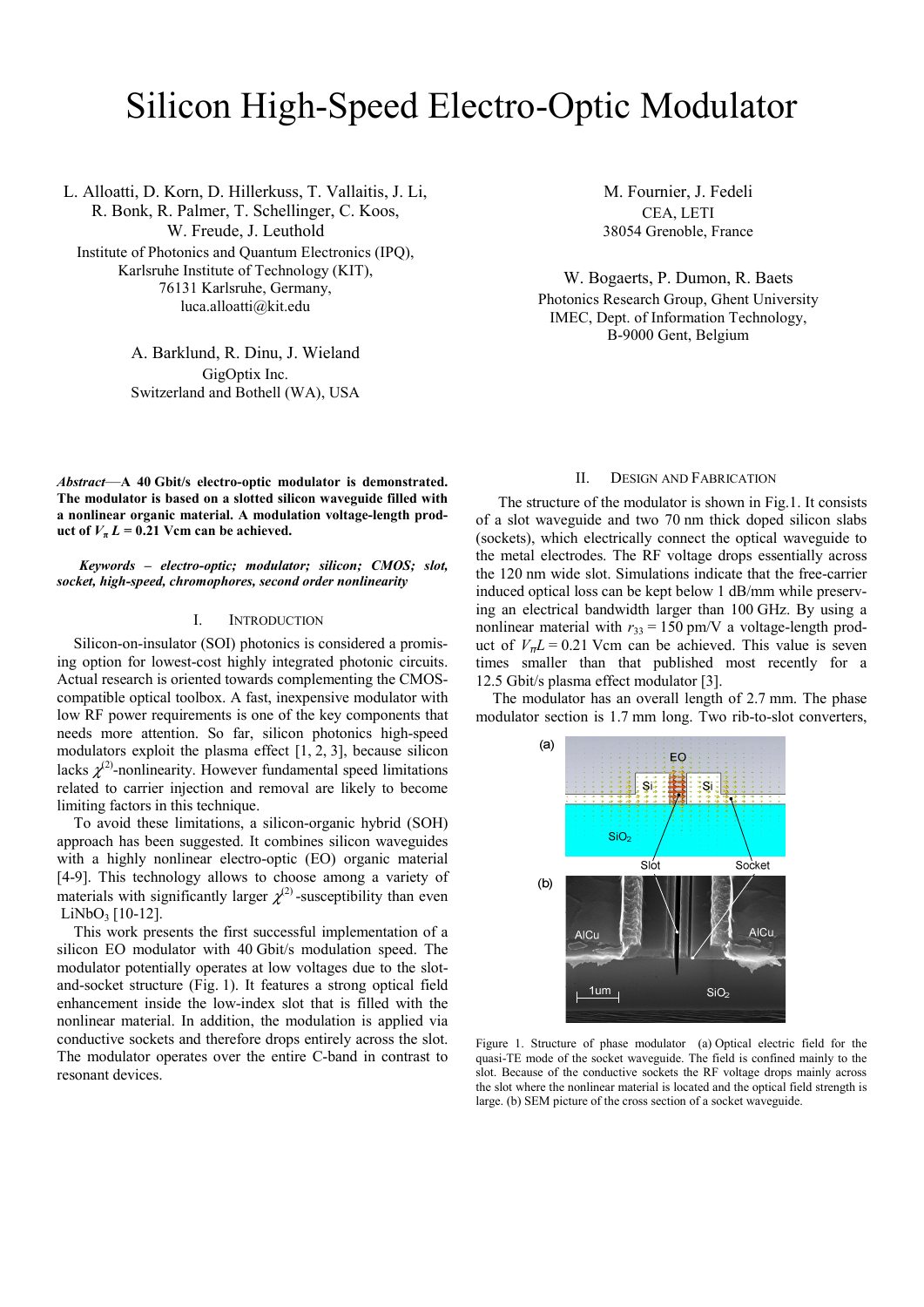# Silicon High-Speed Electro-Optic Modulator

L. Alloatti, D. Korn, D. Hillerkuss, T. Vallaitis, J. Li, R. Bonk, R. Palmer, T. Schellinger, C. Koos, W. Freude, J. Leuthold
Institute of Photonics and Quantum Electronics (IPQ), Karlsruhe Institute of Technology (KIT), 76131 Karlsruhe, Germany,
luca.alloatti@kit.edu

M. Fournier, J. Fedeli
CEA, LETI
38054 Grenoble, France

W. Bogaerts, P. Dumon, R. Baets
Photonics Research Group, Ghent University
IMEC, Dept. of Information Technology,
B-9000 Gent, Belgium

A. Barklund, R. Dinu, J. Wieland
GigOptix Inc.
Switzerland and Bothell (WA), USA

***Abstract*—A 40 Gbit/s electro-optic modulator is demonstrated. The modulator is based on a slotted silicon waveguide filled with a nonlinear organic material. A modulation voltage-length product of $V_\pi L = 0.21$ Vcm can be achieved.**

***Keywords – electro-optic; modulator; silicon; CMOS; slot, socket, high-speed, chromophores, second order nonlinearity***

## I. Introduction

Silicon-on-insulator (SOI) photonics is considered a promising option for lowest-cost highly integrated photonic circuits. Actual research is oriented towards complementing the CMOS-compatible optical toolbox. A fast, inexpensive modulator with low RF power requirements is one of the key components that needs more attention. So far, silicon photonics high-speed modulators exploit the plasma effect [1, 2, 3], because silicon lacks $\chi^{(2)}$-nonlinearity. However fundamental speed limitations related to carrier injection and removal are likely to become limiting factors in this technique.

To avoid these limitations, a silicon-organic hybrid (SOH) approach has been suggested. It combines silicon waveguides with a highly nonlinear electro-optic (EO) organic material [4-9]. This technology allows to choose among a variety of materials with significantly larger $\chi^{(2)}$-susceptibility than even $LiNbO_3$ [10-12].

This work presents the first successful implementation of a silicon EO modulator with 40 Gbit/s modulation speed. The modulator potentially operates at low voltages due to the slot-and-socket structure (Fig. 1). It features a strong optical field enhancement inside the low-index slot that is filled with the nonlinear material. In addition, the modulation is applied via conductive sockets and therefore drops entirely across the slot. The modulator operates over the entire C-band in contrast to resonant devices.

## II. Design and Fabrication

The structure of the modulator is shown in Fig.1. It consists of a slot waveguide and two 70 nm thick doped silicon slabs (sockets), which electrically connect the optical waveguide to the metal electrodes. The RF voltage drops essentially across the 120 nm wide slot. Simulations indicate that the free-carrier induced optical loss can be kept below 1 dB/mm while preserving an electrical bandwidth larger than 100 GHz. By using a nonlinear material with $r_{33} = 150$ pm/V a voltage-length product of $V_\pi L = 0.21$ Vcm can be achieved. This value is seven times smaller than that published most recently for a 12.5 Gbit/s plasma effect modulator [3].

The modulator has an overall length of 2.7 mm. The phase modulator section is 1.7 mm long. Two rib-to-slot converters,

Figure 1. Structure of phase modulator (a) Optical electric field for the quasi-TE mode of the socket waveguide. The field is confined mainly to the slot. Because of the conductive sockets the RF voltage drops mainly across the slot where the nonlinear material is located and the optical field strength is large. (b) SEM picture of the cross section of a socket waveguide.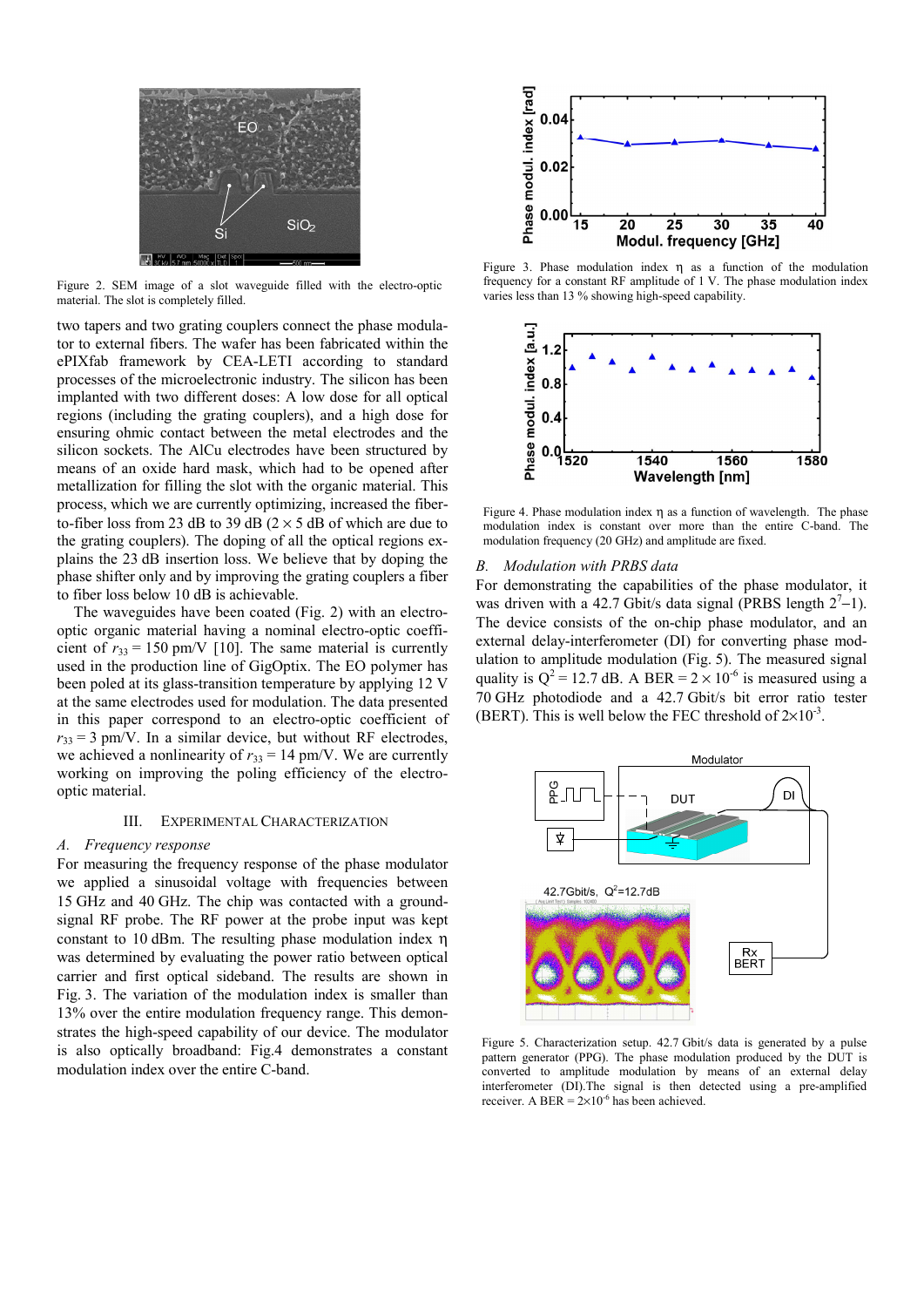Figure 2. SEM image of a slot waveguide filled with the electro-optic material. The slot is completely filled.

two tapers and two grating couplers connect the phase modulator to external fibers. The wafer has been fabricated within the ePIXfab framework by CEA-LETI according to standard processes of the microelectronic industry. The silicon has been implanted with two different doses: A low dose for all optical regions (including the grating couplers), and a high dose for ensuring ohmic contact between the metal electrodes and the silicon sockets. The AlCu electrodes have been structured by means of an oxide hard mask, which had to be opened after metallization for filling the slot with the organic material. This process, which we are currently optimizing, increased the fiber-to-fiber loss from 23 dB to 39 dB ($2 \times 5$ dB of which are due to the grating couplers). The doping of all the optical regions explains the 23 dB insertion loss. We believe that by doping the phase shifter only and by improving the grating couplers a fiber to fiber loss below 10 dB is achievable.

The waveguides have been coated (Fig. 2) with an electro-optic organic material having a nominal electro-optic coefficient of $r_{33} = 150$ pm/V [10]. The same material is currently used in the production line of GigOptix. The EO polymer has been poled at its glass-transition temperature by applying 12 V at the same electrodes used for modulation. The data presented in this paper correspond to an electro-optic coefficient of $r_{33} = 3$ pm/V. In a similar device, but without RF electrodes, we achieved a nonlinearity of $r_{33} = 14$ pm/V. We are currently working on improving the poling efficiency of the electro-optic material.

## III. Experimental Characterization

### *A. Frequency response*

For measuring the frequency response of the phase modulator we applied a sinusoidal voltage with frequencies between 15 GHz and 40 GHz. The chip was contacted with a ground-signal RF probe. The RF power at the probe input was kept constant to 10 dBm. The resulting phase modulation index $\eta$ was determined by evaluating the power ratio between optical carrier and first optical sideband. The results are shown in Fig. 3. The variation of the modulation index is smaller than 13% over the entire modulation frequency range. This demonstrates the high-speed capability of our device. The modulator is also optically broadband: Fig.4 demonstrates a constant modulation index over the entire C-band.

Figure 3. Phase modulation index $\eta$ as a function of the modulation frequency for a constant RF amplitude of 1 V. The phase modulation index varies less than 13 % showing high-speed capability.

Figure 4. Phase modulation index $\eta$ as a function of wavelength. The phase modulation index is constant over more than the entire C-band. The modulation frequency (20 GHz) and amplitude are fixed.

### *B. Modulation with PRBS data*

For demonstrating the capabilities of the phase modulator, it was driven with a 42.7 Gbit/s data signal (PRBS length $2^7-1$). The device consists of the on-chip phase modulator, and an external delay-interferometer (DI) for converting phase modulation to amplitude modulation (Fig. 5). The measured signal quality is $Q^2 = 12.7$ dB. A BER $= 2 \times 10^{-6}$ is measured using a 70 GHz photodiode and a 42.7 Gbit/s bit error ratio tester (BERT). This is well below the FEC threshold of $2\times10^{-3}$.

Figure 5. Characterization setup. 42.7 Gbit/s data is generated by a pulse pattern generator (PPG). The phase modulation produced by the DUT is converted to amplitude modulation by means of an external delay interferometer (DI).The signal is then detected using a pre-amplified receiver. A BER $= 2\times10^{-6}$ has been achieved.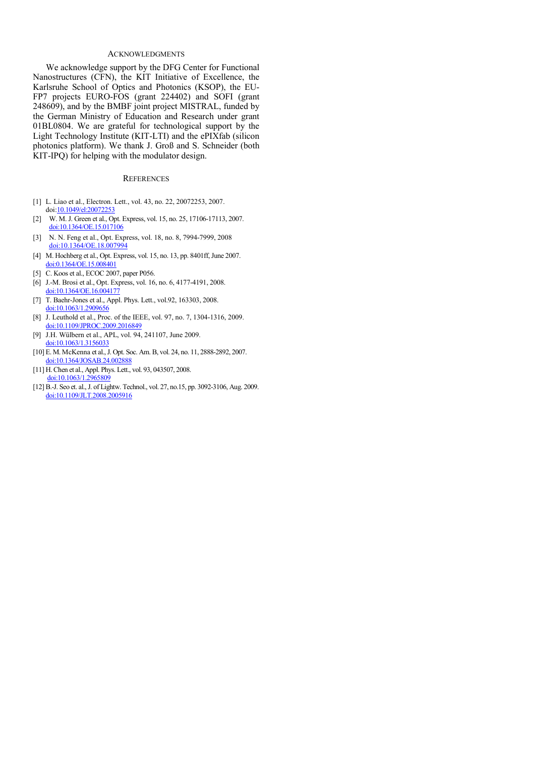## Acknowledgments

We acknowledge support by the DFG Center for Functional Nanostructures (CFN), the KIT Initiative of Excellence, the Karlsruhe School of Optics and Photonics (KSOP), the EU-FP7 projects EURO-FOS (grant 224402) and SOFI (grant 248609), and by the BMBF joint project MISTRAL, funded by the German Ministry of Education and Research under grant 01BL0804. We are grateful for technological support by the Light Technology Institute (KIT-LTI) and the ePIXfab (silicon photonics platform). We thank J. Groß and S. Schneider (both KIT-IPQ) for helping with the modulator design.

## References

[1] L. Liao et al., Electron. Lett., vol. 43, no. 22, 20072253, 2007. doi:10.1049/el:20072253

[2] W. M. J. Green et al., Opt. Express, vol. 15, no. 25, 17106-17113, 2007. doi:10.1364/OE.15.017106

[3] N. N. Feng et al., Opt. Express, vol. 18, no. 8, 7994-7999, 2008 doi:10.1364/OE.18.007994

[4] M. Hochberg et al., Opt. Express, vol. 15, no. 13, pp. 8401ff, June 2007. doi:0.1364/OE.15.008401

[5] C. Koos et al., ECOC 2007, paper P056.

[6] J.-M. Brosi et al., Opt. Express, vol. 16, no. 6, 4177-4191, 2008. doi:10.1364/OE.16.004177

[7] T. Baehr-Jones et al., Appl. Phys. Lett., vol.92, 163303, 2008. doi:10.1063/1.2909656

[8] J. Leuthold et al., Proc. of the IEEE, vol. 97, no. 7, 1304-1316, 2009. doi:10.1109/JPROC.2009.2016849

[9] J.H. Wülbern et al., APL, vol. 94, 241107, June 2009. doi:10.1063/1.3156033

[10] E. M. McKenna et al., J. Opt. Soc. Am. B, vol. 24, no. 11, 2888-2892, 2007. doi:10.1364/JOSAB.24.002888

[11] H. Chen et al., Appl. Phys. Lett., vol. 93, 043507, 2008. doi:10.1063/1.2965809

[12] B.-J. Seo et. al., J. of Lightw. Technol., vol. 27, no.15, pp. 3092-3106, Aug. 2009. doi:10.1109/JLT.2008.2005916